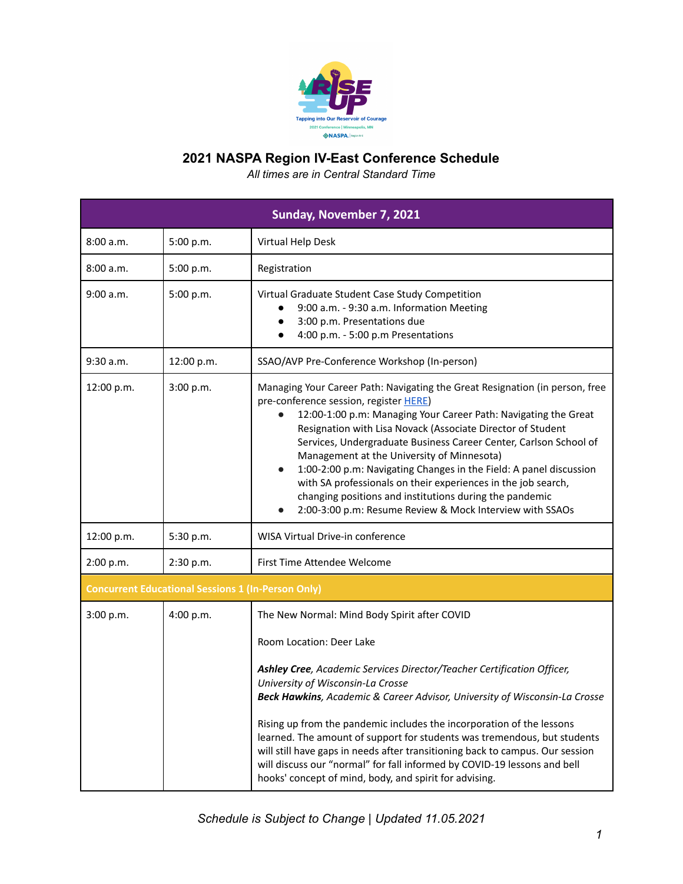# 2021 NASPA Region IV-East Conference Schedule

*All times are in Central Standard Time*

| Sunday, November 7, 2021 | | |
|---|---|---|
| 8:00 a.m. | 5:00 p.m. | Virtual Help Desk |
| 8:00 a.m. | 5:00 p.m. | Registration |
| 9:00 a.m. | 5:00 p.m. | Virtual Graduate Student Case Study Competition<br>● 9:00 a.m. - 9:30 a.m. Information Meeting<br>● 3:00 p.m. Presentations due<br>● 4:00 p.m. - 5:00 p.m Presentations |
| 9:30 a.m. | 12:00 p.m. | SSAO/AVP Pre-Conference Workshop (In-person) |
| 12:00 p.m. | 3:00 p.m. | Managing Your Career Path: Navigating the Great Resignation (in person, free pre-conference session, register HERE)<br>● 12:00-1:00 p.m: Managing Your Career Path: Navigating the Great Resignation with Lisa Novack (Associate Director of Student Services, Undergraduate Business Career Center, Carlson School of Management at the University of Minnesota)<br>● 1:00-2:00 p.m: Navigating Changes in the Field: A panel discussion with SA professionals on their experiences in the job search, changing positions and institutions during the pandemic<br>● 2:00-3:00 p.m: Resume Review & Mock Interview with SSAOs |
| 12:00 p.m. | 5:30 p.m. | WISA Virtual Drive-in conference |
| 2:00 p.m. | 2:30 p.m. | First Time Attendee Welcome |
| **Concurrent Educational Sessions 1 (In-Person Only)** | | |
| 3:00 p.m. | 4:00 p.m. | The New Normal: Mind Body Spirit after COVID<br><br>Room Location: Deer Lake<br><br>***Ashley Cree**, Academic Services Director/Teacher Certification Officer, University of Wisconsin-La Crosse*<br>***Beck Hawkins**, Academic & Career Advisor, University of Wisconsin-La Crosse*<br><br>Rising up from the pandemic includes the incorporation of the lessons learned. The amount of support for students was tremendous, but students will still have gaps in needs after transitioning back to campus. Our session will discuss our "normal" for fall informed by COVID-19 lessons and bell hooks' concept of mind, body, and spirit for advising. |

*Schedule is Subject to Change | Updated 11.05.2021*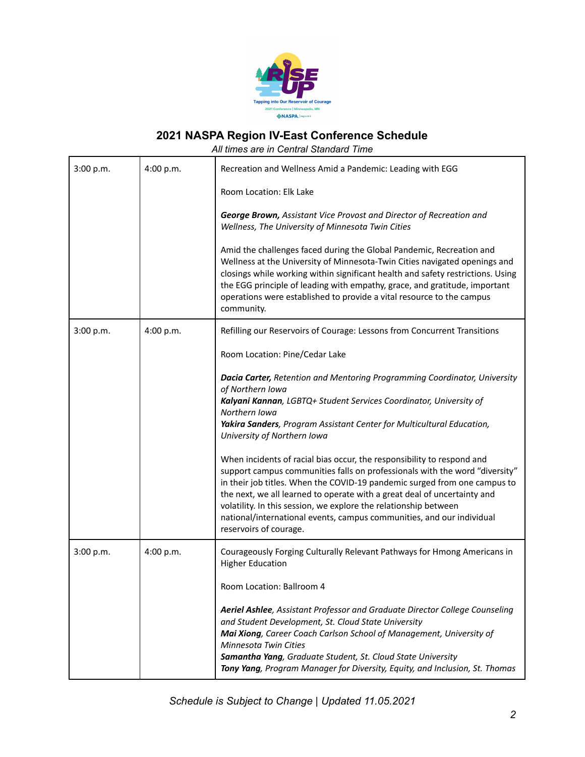## 2021 NASPA Region IV-East Conference Schedule

*All times are in Central Standard Time*

| | | |
|---|---|---|
| 3:00 p.m. | 4:00 p.m. | Recreation and Wellness Amid a Pandemic: Leading with EGG<br><br>Room Location: Elk Lake<br><br>***George Brown,** Assistant Vice Provost and Director of Recreation and Wellness, The University of Minnesota Twin Cities*<br><br>Amid the challenges faced during the Global Pandemic, Recreation and Wellness at the University of Minnesota-Twin Cities navigated openings and closings while working within significant health and safety restrictions. Using the EGG principle of leading with empathy, grace, and gratitude, important operations were established to provide a vital resource to the campus community. |
| 3:00 p.m. | 4:00 p.m. | Refilling our Reservoirs of Courage: Lessons from Concurrent Transitions<br><br>Room Location: Pine/Cedar Lake<br><br>***Dacia Carter,** Retention and Mentoring Programming Coordinator, University of Northern Iowa*<br>***Kalyani Kannan**, LGBTQ+ Student Services Coordinator, University of Northern Iowa*<br>***Yakira Sanders**, Program Assistant Center for Multicultural Education, University of Northern Iowa*<br><br>When incidents of racial bias occur, the responsibility to respond and support campus communities falls on professionals with the word "diversity" in their job titles. When the COVID-19 pandemic surged from one campus to the next, we all learned to operate with a great deal of uncertainty and volatility. In this session, we explore the relationship between national/international events, campus communities, and our individual reservoirs of courage. |
| 3:00 p.m. | 4:00 p.m. | Courageously Forging Culturally Relevant Pathways for Hmong Americans in Higher Education<br><br>Room Location: Ballroom 4<br><br>***Aeriel Ashlee**, Assistant Professor and Graduate Director College Counseling and Student Development, St. Cloud State University*<br>***Mai Xiong**, Career Coach Carlson School of Management, University of Minnesota Twin Cities*<br>***Samantha Yang**, Graduate Student, St. Cloud State University*<br>***Tony Yang**, Program Manager for Diversity, Equity, and Inclusion, St. Thomas* |

*Schedule is Subject to Change | Updated 11.05.2021*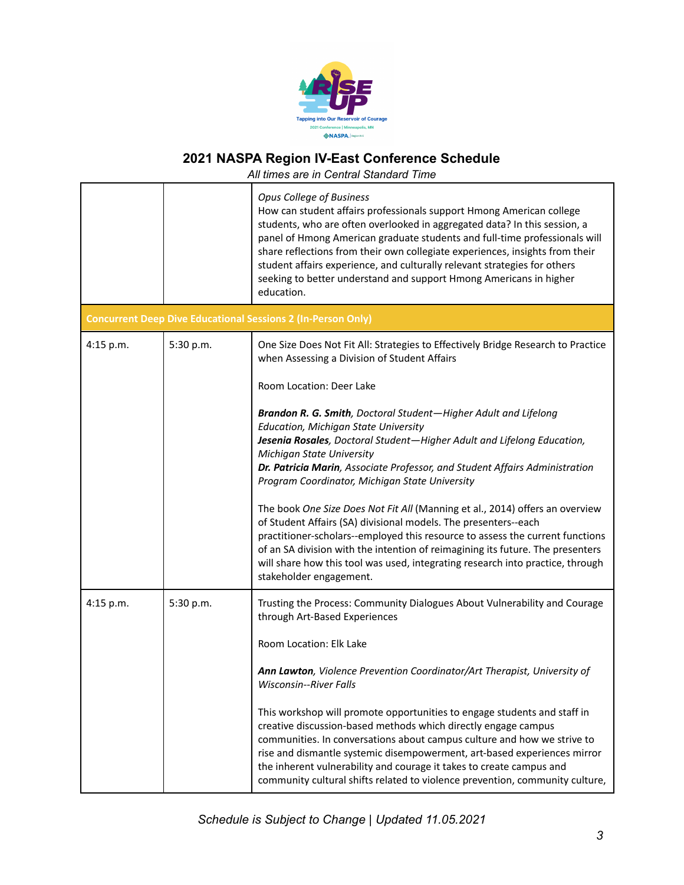# 2021 NASPA Region IV-East Conference Schedule

*All times are in Central Standard Time*

| | | |
|---|---|---|
| | | *Opus College of Business*<br>How can student affairs professionals support Hmong American college students, who are often overlooked in aggregated data? In this session, a panel of Hmong American graduate students and full-time professionals will share reflections from their own collegiate experiences, insights from their student affairs experience, and culturally relevant strategies for others seeking to better understand and support Hmong Americans in higher education. |
| **Concurrent Deep Dive Educational Sessions 2 (In-Person Only)** | | |
| 4:15 p.m. | 5:30 p.m. | One Size Does Not Fit All: Strategies to Effectively Bridge Research to Practice when Assessing a Division of Student Affairs<br><br>Room Location: Deer Lake<br><br>***Brandon R. G. Smith****, Doctoral Student—Higher Adult and Lifelong Education, Michigan State University*<br>***Jesenia Rosales****, Doctoral Student—Higher Adult and Lifelong Education, Michigan State University*<br>***Dr. Patricia Marin****, Associate Professor, and Student Affairs Administration Program Coordinator, Michigan State University*<br><br>The book *One Size Does Not Fit All* (Manning et al., 2014) offers an overview of Student Affairs (SA) divisional models. The presenters--each practitioner-scholars--employed this resource to assess the current functions of an SA division with the intention of reimagining its future. The presenters will share how this tool was used, integrating research into practice, through stakeholder engagement. |
| 4:15 p.m. | 5:30 p.m. | Trusting the Process: Community Dialogues About Vulnerability and Courage through Art-Based Experiences<br><br>Room Location: Elk Lake<br><br>***Ann Lawton****, Violence Prevention Coordinator/Art Therapist, University of Wisconsin--River Falls*<br><br>This workshop will promote opportunities to engage students and staff in creative discussion-based methods which directly engage campus communities. In conversations about campus culture and how we strive to rise and dismantle systemic disempowerment, art-based experiences mirror the inherent vulnerability and courage it takes to create campus and community cultural shifts related to violence prevention, community culture, |

*Schedule is Subject to Change | Updated 11.05.2021*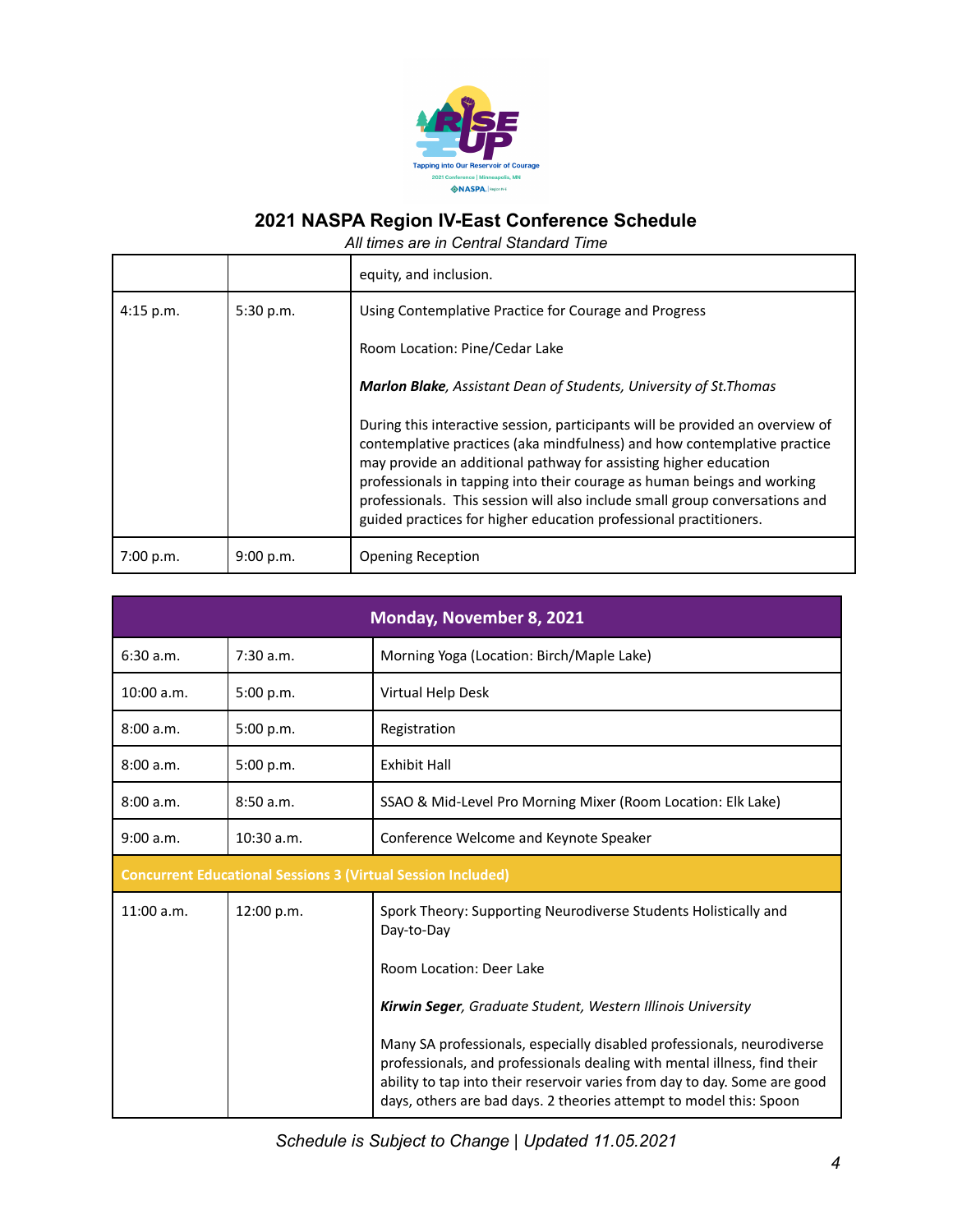## 2021 NASPA Region IV-East Conference Schedule

*All times are in Central Standard Time*

| | | |
|---|---|---|
| | | equity, and inclusion. |
| 4:15 p.m. | 5:30 p.m. | Using Contemplative Practice for Courage and Progress<br><br>Room Location: Pine/Cedar Lake<br><br>***Marlon Blake**, Assistant Dean of Students, University of St.Thomas*<br><br>During this interactive session, participants will be provided an overview of contemplative practices (aka mindfulness) and how contemplative practice may provide an additional pathway for assisting higher education professionals in tapping into their courage as human beings and working professionals. This session will also include small group conversations and guided practices for higher education professional practitioners. |
| 7:00 p.m. | 9:00 p.m. | Opening Reception |

| **Monday, November 8, 2021** | | |
|---|---|---|
| 6:30 a.m. | 7:30 a.m. | Morning Yoga (Location: Birch/Maple Lake) |
| 10:00 a.m. | 5:00 p.m. | Virtual Help Desk |
| 8:00 a.m. | 5:00 p.m. | Registration |
| 8:00 a.m. | 5:00 p.m. | Exhibit Hall |
| 8:00 a.m. | 8:50 a.m. | SSAO & Mid-Level Pro Morning Mixer (Room Location: Elk Lake) |
| 9:00 a.m. | 10:30 a.m. | Conference Welcome and Keynote Speaker |
| **Concurrent Educational Sessions 3 (Virtual Session Included)** | | |
| 11:00 a.m. | 12:00 p.m. | Spork Theory: Supporting Neurodiverse Students Holistically and Day-to-Day<br><br>Room Location: Deer Lake<br><br>***Kirwin Seger**, Graduate Student, Western Illinois University*<br><br>Many SA professionals, especially disabled professionals, neurodiverse professionals, and professionals dealing with mental illness, find their ability to tap into their reservoir varies from day to day. Some are good days, others are bad days. 2 theories attempt to model this: Spoon |

*Schedule is Subject to Change | Updated 11.05.2021*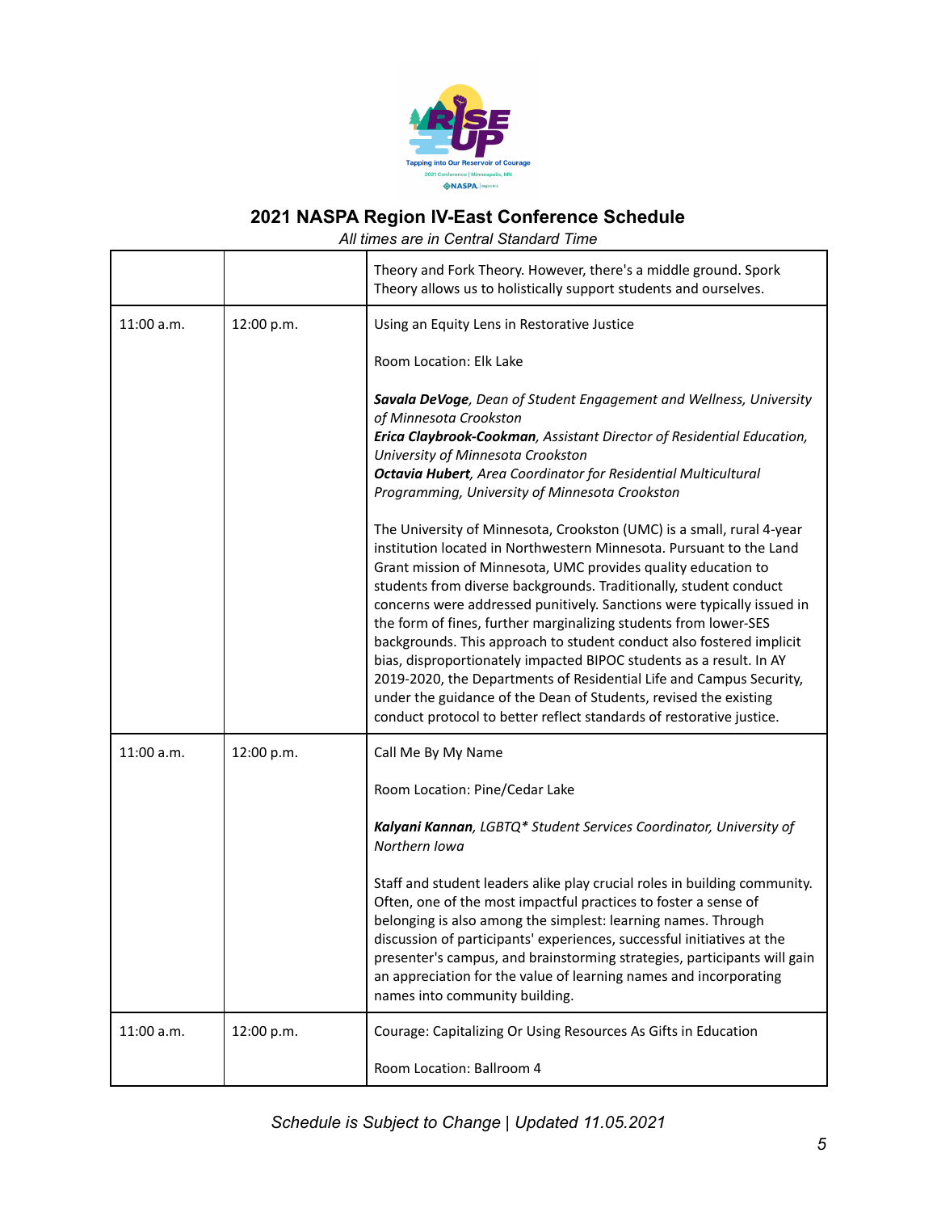## 2021 NASPA Region IV-East Conference Schedule

*All times are in Central Standard Time*

| | | |
|---|---|---|
| | | Theory and Fork Theory. However, there's a middle ground. Spork Theory allows us to holistically support students and ourselves. |
| 11:00 a.m. | 12:00 p.m. | Using an Equity Lens in Restorative Justice<br><br>Room Location: Elk Lake<br><br>***Savala DeVoge**, Dean of Student Engagement and Wellness, University of Minnesota Crookston*<br>***Erica Claybrook-Cookman**, Assistant Director of Residential Education, University of Minnesota Crookston*<br>***Octavia Hubert**, Area Coordinator for Residential Multicultural Programming, University of Minnesota Crookston*<br><br>The University of Minnesota, Crookston (UMC) is a small, rural 4-year institution located in Northwestern Minnesota. Pursuant to the Land Grant mission of Minnesota, UMC provides quality education to students from diverse backgrounds. Traditionally, student conduct concerns were addressed punitively. Sanctions were typically issued in the form of fines, further marginalizing students from lower-SES backgrounds. This approach to student conduct also fostered implicit bias, disproportionately impacted BIPOC students as a result. In AY 2019-2020, the Departments of Residential Life and Campus Security, under the guidance of the Dean of Students, revised the existing conduct protocol to better reflect standards of restorative justice. |
| 11:00 a.m. | 12:00 p.m. | Call Me By My Name<br><br>Room Location: Pine/Cedar Lake<br><br>***Kalyani Kannan**, LGBTQ* Student Services Coordinator, University of Northern Iowa*<br><br>Staff and student leaders alike play crucial roles in building community. Often, one of the most impactful practices to foster a sense of belonging is also among the simplest: learning names. Through discussion of participants' experiences, successful initiatives at the presenter's campus, and brainstorming strategies, participants will gain an appreciation for the value of learning names and incorporating names into community building. |
| 11:00 a.m. | 12:00 p.m. | Courage: Capitalizing Or Using Resources As Gifts in Education<br><br>Room Location: Ballroom 4 |

*Schedule is Subject to Change | Updated 11.05.2021*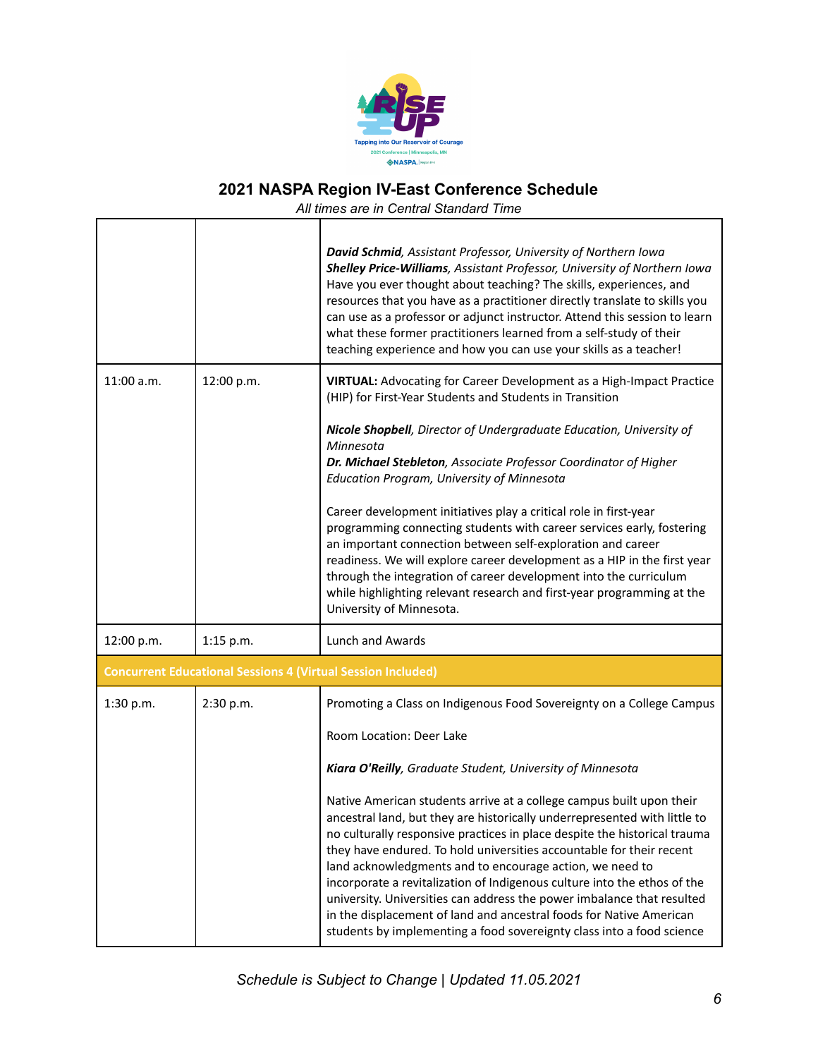# 2021 NASPA Region IV-East Conference Schedule

*All times are in Central Standard Time*

| | | |
|---|---|---|
| | | ***David Schmid**, Assistant Professor, University of Northern Iowa*<br>***Shelley Price-Williams**, Assistant Professor, University of Northern Iowa*<br>Have you ever thought about teaching? The skills, experiences, and resources that you have as a practitioner directly translate to skills you can use as a professor or adjunct instructor. Attend this session to learn what these former practitioners learned from a self-study of their teaching experience and how you can use your skills as a teacher! |
| 11:00 a.m. | 12:00 p.m. | **VIRTUAL:** Advocating for Career Development as a High-Impact Practice (HIP) for First-Year Students and Students in Transition<br><br>***Nicole Shopbell**, Director of Undergraduate Education, University of Minnesota*<br>***Dr. Michael Stebleton**, Associate Professor Coordinator of Higher Education Program, University of Minnesota*<br><br>Career development initiatives play a critical role in first-year programming connecting students with career services early, fostering an important connection between self-exploration and career readiness. We will explore career development as a HIP in the first year through the integration of career development into the curriculum while highlighting relevant research and first-year programming at the University of Minnesota. |
| 12:00 p.m. | 1:15 p.m. | Lunch and Awards |
| **Concurrent Educational Sessions 4 (Virtual Session Included)** | | |
| 1:30 p.m. | 2:30 p.m. | Promoting a Class on Indigenous Food Sovereignty on a College Campus<br><br>Room Location: Deer Lake<br><br>***Kiara O'Reilly**, Graduate Student, University of Minnesota*<br><br>Native American students arrive at a college campus built upon their ancestral land, but they are historically underrepresented with little to no culturally responsive practices in place despite the historical trauma they have endured. To hold universities accountable for their recent land acknowledgments and to encourage action, we need to incorporate a revitalization of Indigenous culture into the ethos of the university. Universities can address the power imbalance that resulted in the displacement of land and ancestral foods for Native American students by implementing a food sovereignty class into a food science |

*Schedule is Subject to Change | Updated 11.05.2021*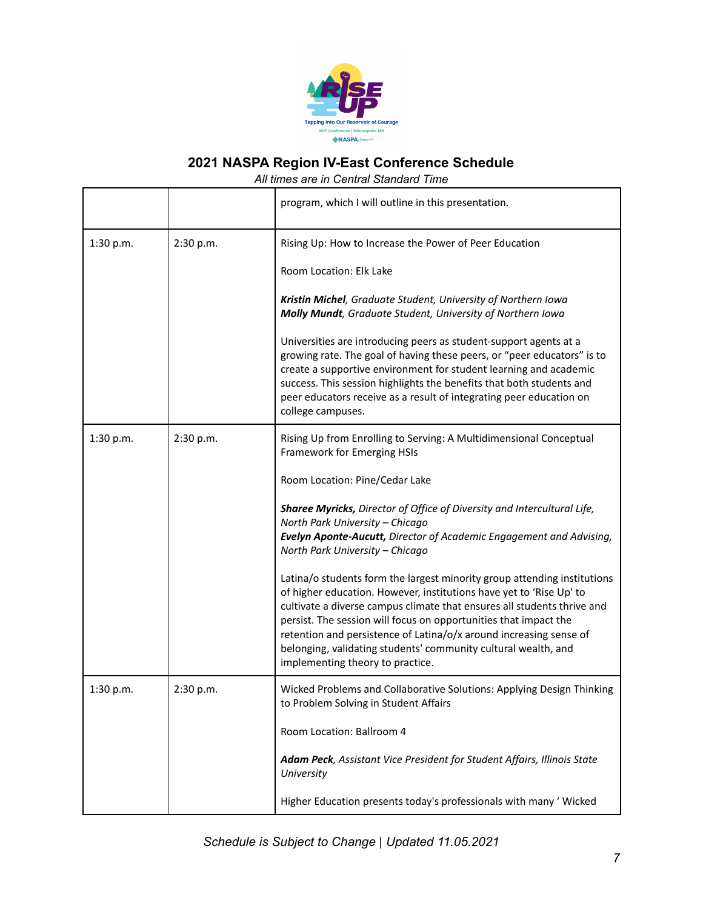## 2021 NASPA Region IV-East Conference Schedule

*All times are in Central Standard Time*

| | | |
|---|---|---|
| | | program, which I will outline in this presentation. |
| 1:30 p.m. | 2:30 p.m. | Rising Up: How to Increase the Power of Peer Education<br><br>Room Location: Elk Lake<br><br>***Kristin Michel**, Graduate Student, University of Northern Iowa*<br>***Molly Mundt**, Graduate Student, University of Northern Iowa*<br><br>Universities are introducing peers as student-support agents at a growing rate. The goal of having these peers, or "peer educators" is to create a supportive environment for student learning and academic success. This session highlights the benefits that both students and peer educators receive as a result of integrating peer education on college campuses. |
| 1:30 p.m. | 2:30 p.m. | Rising Up from Enrolling to Serving: A Multidimensional Conceptual Framework for Emerging HSIs<br><br>Room Location: Pine/Cedar Lake<br><br>***Sharee Myricks,** Director of Office of Diversity and Intercultural Life, North Park University – Chicago*<br>***Evelyn Aponte-Aucutt,** Director of Academic Engagement and Advising, North Park University – Chicago*<br><br>Latina/o students form the largest minority group attending institutions of higher education. However, institutions have yet to 'Rise Up' to cultivate a diverse campus climate that ensures all students thrive and persist. The session will focus on opportunities that impact the retention and persistence of Latina/o/x around increasing sense of belonging, validating students' community cultural wealth, and implementing theory to practice. |
| 1:30 p.m. | 2:30 p.m. | Wicked Problems and Collaborative Solutions: Applying Design Thinking to Problem Solving in Student Affairs<br><br>Room Location: Ballroom 4<br><br>***Adam Peck**, Assistant Vice President for Student Affairs, Illinois State University*<br><br>Higher Education presents today's professionals with many ' Wicked |

*Schedule is Subject to Change | Updated 11.05.2021*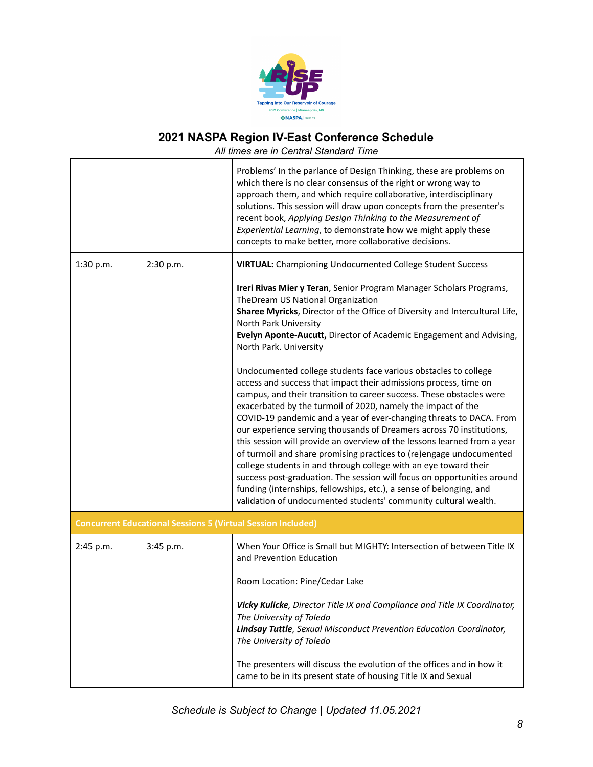## 2021 NASPA Region IV-East Conference Schedule

*All times are in Central Standard Time*

| | | |
|---|---|---|
| | | Problems' In the parlance of Design Thinking, these are problems on which there is no clear consensus of the right or wrong way to approach them, and which require collaborative, interdisciplinary solutions. This session will draw upon concepts from the presenter's recent book, *Applying Design Thinking to the Measurement of Experiential Learning*, to demonstrate how we might apply these concepts to make better, more collaborative decisions. |
| 1:30 p.m. | 2:30 p.m. | **VIRTUAL:** Championing Undocumented College Student Success<br><br>**Ireri Rivas Mier y Teran**, Senior Program Manager Scholars Programs, TheDream US National Organization<br>**Sharee Myricks**, Director of the Office of Diversity and Intercultural Life, North Park University<br>**Evelyn Aponte-Aucutt,** Director of Academic Engagement and Advising, North Park. University<br><br>Undocumented college students face various obstacles to college access and success that impact their admissions process, time on campus, and their transition to career success. These obstacles were exacerbated by the turmoil of 2020, namely the impact of the COVID-19 pandemic and a year of ever-changing threats to DACA. From our experience serving thousands of Dreamers across 70 institutions, this session will provide an overview of the lessons learned from a year of turmoil and share promising practices to (re)engage undocumented college students in and through college with an eye toward their success post-graduation. The session will focus on opportunities around funding (internships, fellowships, etc.), a sense of belonging, and validation of undocumented students' community cultural wealth. |
| **Concurrent Educational Sessions 5 (Virtual Session Included)** | | |
| 2:45 p.m. | 3:45 p.m. | When Your Office is Small but MIGHTY: Intersection of between Title IX and Prevention Education<br><br>Room Location: Pine/Cedar Lake<br><br>***Vicky Kulicke****, Director Title IX and Compliance and Title IX Coordinator, The University of Toledo*<br>***Lindsay Tuttle****, Sexual Misconduct Prevention Education Coordinator, The University of Toledo*<br><br>The presenters will discuss the evolution of the offices and in how it came to be in its present state of housing Title IX and Sexual |

*Schedule is Subject to Change | Updated 11.05.2021*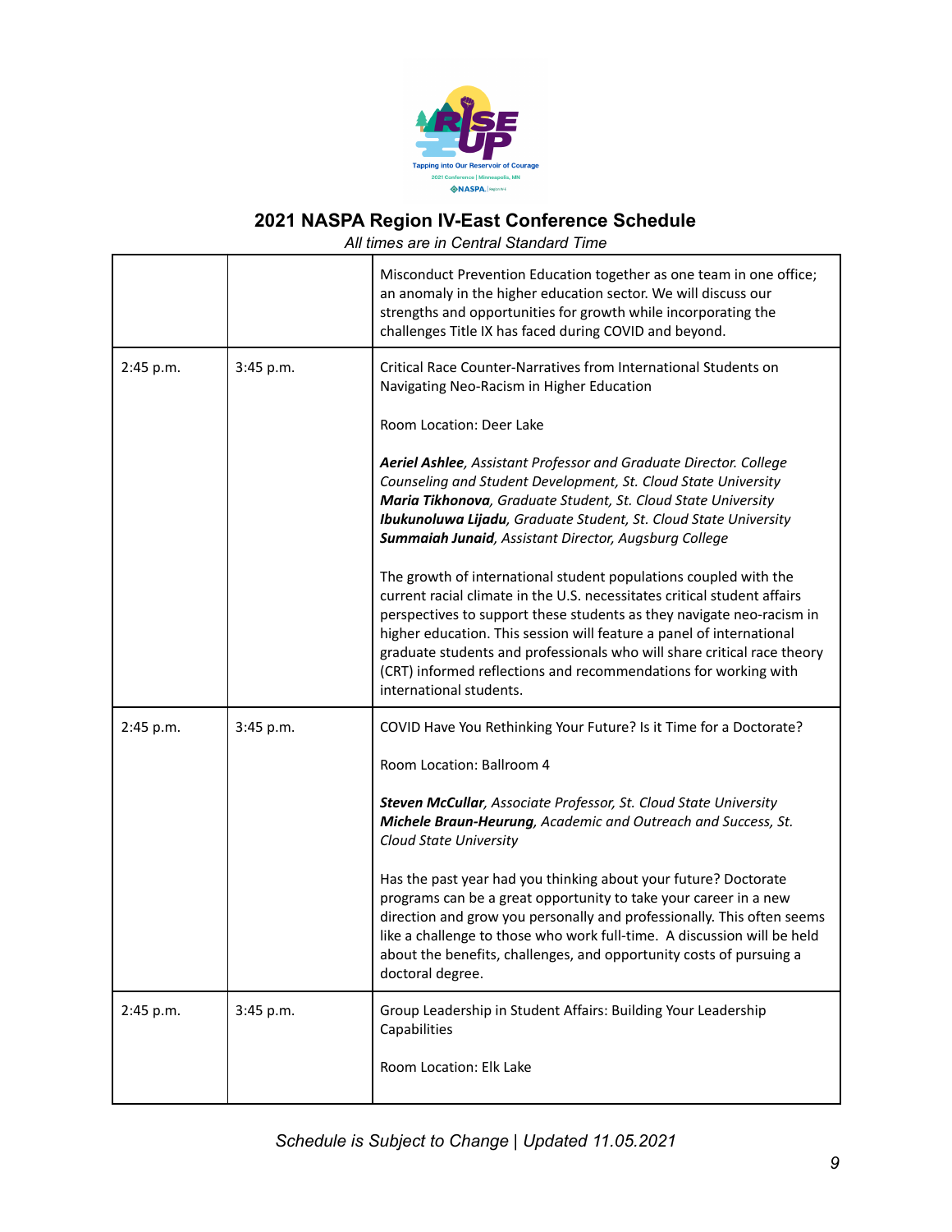## 2021 NASPA Region IV-East Conference Schedule

*All times are in Central Standard Time*

| | | |
|---|---|---|
| | | Misconduct Prevention Education together as one team in one office; an anomaly in the higher education sector. We will discuss our strengths and opportunities for growth while incorporating the challenges Title IX has faced during COVID and beyond. |
| 2:45 p.m. | 3:45 p.m. | Critical Race Counter-Narratives from International Students on Navigating Neo-Racism in Higher Education<br><br>Room Location: Deer Lake<br><br>***Aeriel Ashlee****, Assistant Professor and Graduate Director. College Counseling and Student Development, St. Cloud State University*<br>***Maria Tikhonova****, Graduate Student, St. Cloud State University*<br>***Ibukunoluwa Lijadu****, Graduate Student, St. Cloud State University*<br>***Summaiah Junaid****, Assistant Director, Augsburg College*<br><br>The growth of international student populations coupled with the current racial climate in the U.S. necessitates critical student affairs perspectives to support these students as they navigate neo-racism in higher education. This session will feature a panel of international graduate students and professionals who will share critical race theory (CRT) informed reflections and recommendations for working with international students. |
| 2:45 p.m. | 3:45 p.m. | COVID Have You Rethinking Your Future? Is it Time for a Doctorate?<br><br>Room Location: Ballroom 4<br><br>***Steven McCullar****, Associate Professor, St. Cloud State University*<br>***Michele Braun-Heurung****, Academic and Outreach and Success, St. Cloud State University*<br><br>Has the past year had you thinking about your future? Doctorate programs can be a great opportunity to take your career in a new direction and grow you personally and professionally. This often seems like a challenge to those who work full-time. A discussion will be held about the benefits, challenges, and opportunity costs of pursuing a doctoral degree. |
| 2:45 p.m. | 3:45 p.m. | Group Leadership in Student Affairs: Building Your Leadership Capabilities<br><br>Room Location: Elk Lake |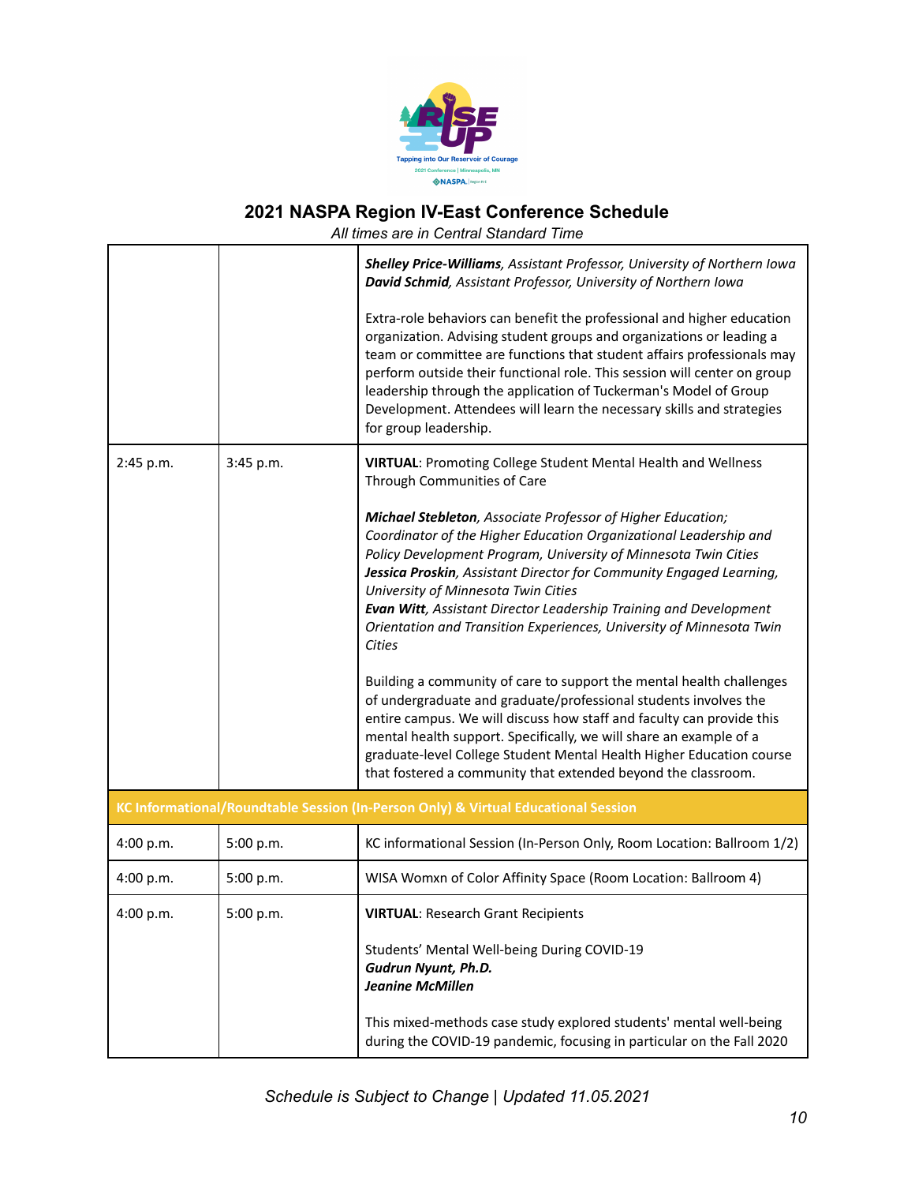## 2021 NASPA Region IV-East Conference Schedule

*All times are in Central Standard Time*

| | | |
|---|---|---|
| | | ***Shelley Price-Williams****, Assistant Professor, University of Northern Iowa*<br>***David Schmid****, Assistant Professor, University of Northern Iowa*<br><br>Extra-role behaviors can benefit the professional and higher education organization. Advising student groups and organizations or leading a team or committee are functions that student affairs professionals may perform outside their functional role. This session will center on group leadership through the application of Tuckerman's Model of Group Development. Attendees will learn the necessary skills and strategies for group leadership. |
| 2:45 p.m. | 3:45 p.m. | **VIRTUAL**: Promoting College Student Mental Health and Wellness Through Communities of Care<br><br>***Michael Stebleton****, Associate Professor of Higher Education; Coordinator of the Higher Education Organizational Leadership and Policy Development Program, University of Minnesota Twin Cities*<br>***Jessica Proskin****, Assistant Director for Community Engaged Learning, University of Minnesota Twin Cities*<br>***Evan Witt****, Assistant Director Leadership Training and Development Orientation and Transition Experiences, University of Minnesota Twin Cities*<br><br>Building a community of care to support the mental health challenges of undergraduate and graduate/professional students involves the entire campus. We will discuss how staff and faculty can provide this mental health support. Specifically, we will share an example of a graduate-level College Student Mental Health Higher Education course that fostered a community that extended beyond the classroom. |
| **KC Informational/Roundtable Session (In-Person Only) & Virtual Educational Session** | | |
| 4:00 p.m. | 5:00 p.m. | KC informational Session (In-Person Only, Room Location: Ballroom 1/2) |
| 4:00 p.m. | 5:00 p.m. | WISA Womxn of Color Affinity Space (Room Location: Ballroom 4) |
| 4:00 p.m. | 5:00 p.m. | **VIRTUAL**: Research Grant Recipients<br><br>Students' Mental Well-being During COVID-19<br>***Gudrun Nyunt, Ph.D.***<br>***Jeanine McMillen***<br><br>This mixed-methods case study explored students' mental well-being during the COVID-19 pandemic, focusing in particular on the Fall 2020 |

*Schedule is Subject to Change | Updated 11.05.2021*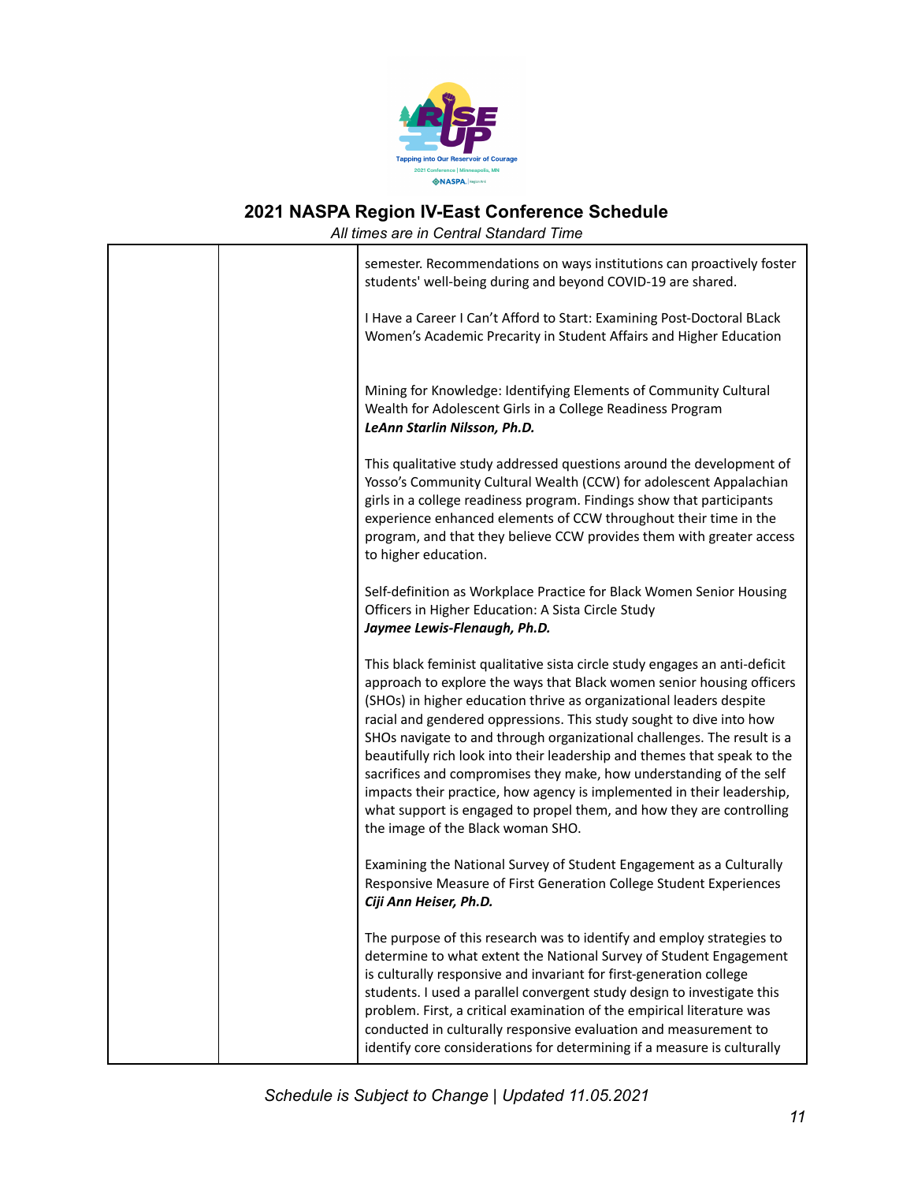# 2021 NASPA Region IV-East Conference Schedule

*All times are in Central Standard Time*

| | | |
|---|---|---|
| | | semester. Recommendations on ways institutions can proactively foster students' well-being during and beyond COVID-19 are shared.<br><br>I Have a Career I Can't Afford to Start: Examining Post-Doctoral BLack Women's Academic Precarity in Student Affairs and Higher Education<br><br>Mining for Knowledge: Identifying Elements of Community Cultural Wealth for Adolescent Girls in a College Readiness Program<br>***LeAnn Starlin Nilsson, Ph.D.***<br><br>This qualitative study addressed questions around the development of Yosso's Community Cultural Wealth (CCW) for adolescent Appalachian girls in a college readiness program. Findings show that participants experience enhanced elements of CCW throughout their time in the program, and that they believe CCW provides them with greater access to higher education.<br><br>Self-definition as Workplace Practice for Black Women Senior Housing Officers in Higher Education: A Sista Circle Study<br>***Jaymee Lewis-Flenaugh, Ph.D.***<br><br>This black feminist qualitative sista circle study engages an anti-deficit approach to explore the ways that Black women senior housing officers (SHOs) in higher education thrive as organizational leaders despite racial and gendered oppressions. This study sought to dive into how SHOs navigate to and through organizational challenges. The result is a beautifully rich look into their leadership and themes that speak to the sacrifices and compromises they make, how understanding of the self impacts their practice, how agency is implemented in their leadership, what support is engaged to propel them, and how they are controlling the image of the Black woman SHO.<br><br>Examining the National Survey of Student Engagement as a Culturally Responsive Measure of First Generation College Student Experiences<br>***Ciji Ann Heiser, Ph.D.***<br><br>The purpose of this research was to identify and employ strategies to determine to what extent the National Survey of Student Engagement is culturally responsive and invariant for first-generation college students. I used a parallel convergent study design to investigate this problem. First, a critical examination of the empirical literature was conducted in culturally responsive evaluation and measurement to identify core considerations for determining if a measure is culturally |

*Schedule is Subject to Change | Updated 11.05.2021*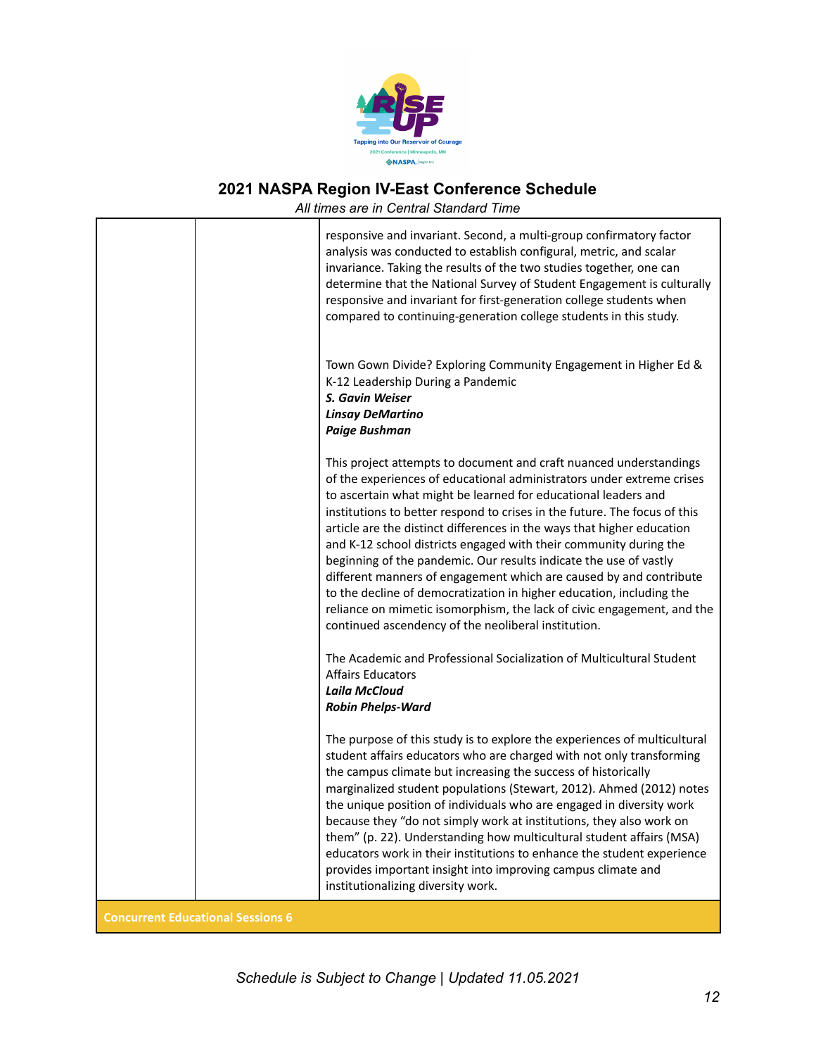## 2021 NASPA Region IV-East Conference Schedule

*All times are in Central Standard Time*

| | | |
|---|---|---|
| | | responsive and invariant. Second, a multi-group confirmatory factor analysis was conducted to establish configural, metric, and scalar invariance. Taking the results of the two studies together, one can determine that the National Survey of Student Engagement is culturally responsive and invariant for first-generation college students when compared to continuing-generation college students in this study.<br><br>Town Gown Divide? Exploring Community Engagement in Higher Ed & K-12 Leadership During a Pandemic<br>***S. Gavin Weiser***<br>***Linsay DeMartino***<br>***Paige Bushman***<br><br>This project attempts to document and craft nuanced understandings of the experiences of educational administrators under extreme crises to ascertain what might be learned for educational leaders and institutions to better respond to crises in the future. The focus of this article are the distinct differences in the ways that higher education and K-12 school districts engaged with their community during the beginning of the pandemic. Our results indicate the use of vastly different manners of engagement which are caused by and contribute to the decline of democratization in higher education, including the reliance on mimetic isomorphism, the lack of civic engagement, and the continued ascendency of the neoliberal institution.<br><br>The Academic and Professional Socialization of Multicultural Student Affairs Educators<br>***Laila McCloud***<br>***Robin Phelps-Ward***<br><br>The purpose of this study is to explore the experiences of multicultural student affairs educators who are charged with not only transforming the campus climate but increasing the success of historically marginalized student populations (Stewart, 2012). Ahmed (2012) notes the unique position of individuals who are engaged in diversity work because they "do not simply work at institutions, they also work on them" (p. 22). Understanding how multicultural student affairs (MSA) educators work in their institutions to enhance the student experience provides important insight into improving campus climate and institutionalizing diversity work. |
| **Concurrent Educational Sessions 6** | | |

*Schedule is Subject to Change | Updated 11.05.2021*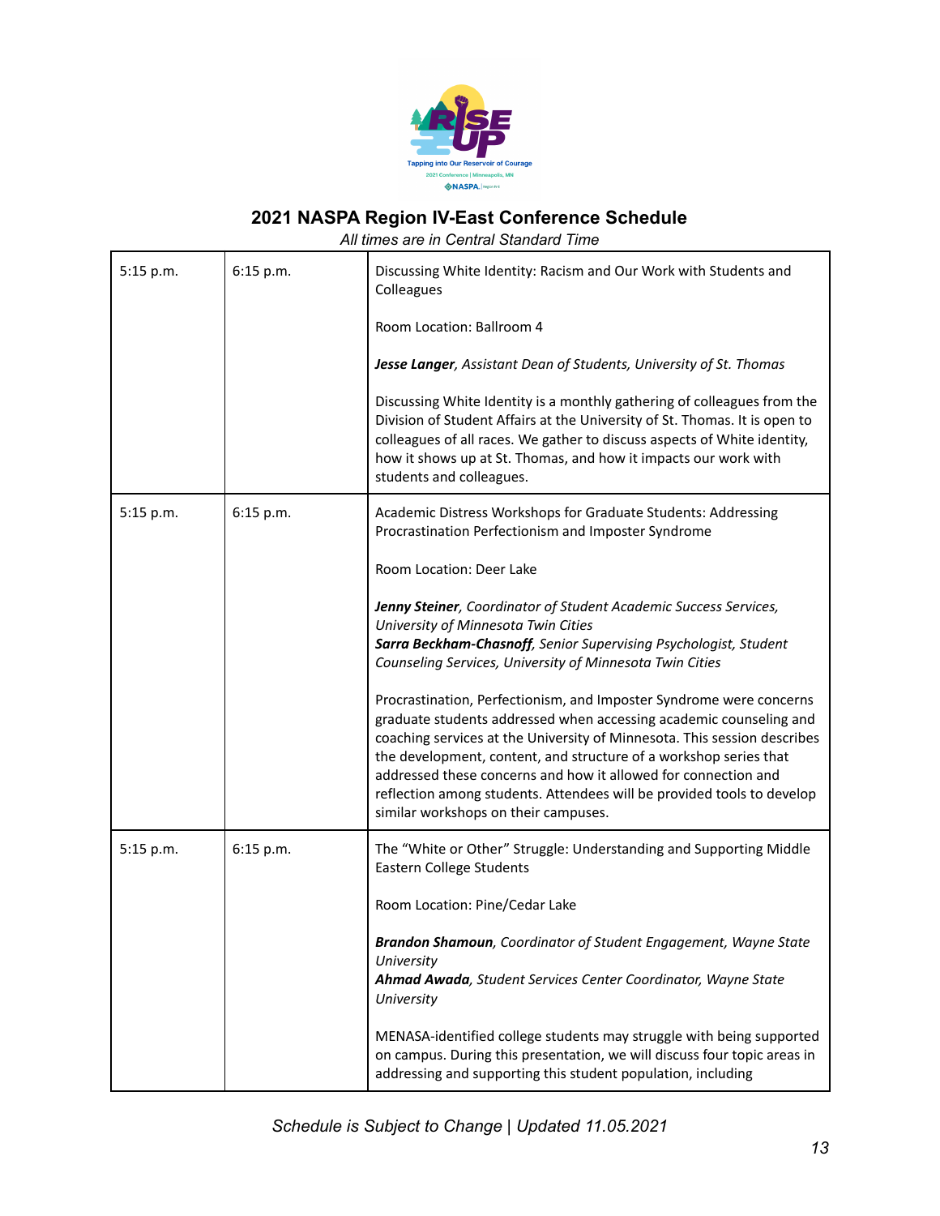## 2021 NASPA Region IV-East Conference Schedule

*All times are in Central Standard Time*

| | | |
|---|---|---|
| 5:15 p.m. | 6:15 p.m. | Discussing White Identity: Racism and Our Work with Students and Colleagues<br><br>Room Location: Ballroom 4<br><br>***Jesse Langer**, Assistant Dean of Students, University of St. Thomas*<br><br>Discussing White Identity is a monthly gathering of colleagues from the Division of Student Affairs at the University of St. Thomas. It is open to colleagues of all races. We gather to discuss aspects of White identity, how it shows up at St. Thomas, and how it impacts our work with students and colleagues. |
| 5:15 p.m. | 6:15 p.m. | Academic Distress Workshops for Graduate Students: Addressing Procrastination Perfectionism and Imposter Syndrome<br><br>Room Location: Deer Lake<br><br>***Jenny Steiner**, Coordinator of Student Academic Success Services, University of Minnesota Twin Cities*<br>***Sarra Beckham-Chasnoff**, Senior Supervising Psychologist, Student Counseling Services, University of Minnesota Twin Cities*<br><br>Procrastination, Perfectionism, and Imposter Syndrome were concerns graduate students addressed when accessing academic counseling and coaching services at the University of Minnesota. This session describes the development, content, and structure of a workshop series that addressed these concerns and how it allowed for connection and reflection among students. Attendees will be provided tools to develop similar workshops on their campuses. |
| 5:15 p.m. | 6:15 p.m. | The "White or Other" Struggle: Understanding and Supporting Middle Eastern College Students<br><br>Room Location: Pine/Cedar Lake<br><br>***Brandon Shamoun**, Coordinator of Student Engagement, Wayne State University*<br>***Ahmad Awada**, Student Services Center Coordinator, Wayne State University*<br><br>MENASA-identified college students may struggle with being supported on campus. During this presentation, we will discuss four topic areas in addressing and supporting this student population, including |

*Schedule is Subject to Change | Updated 11.05.2021*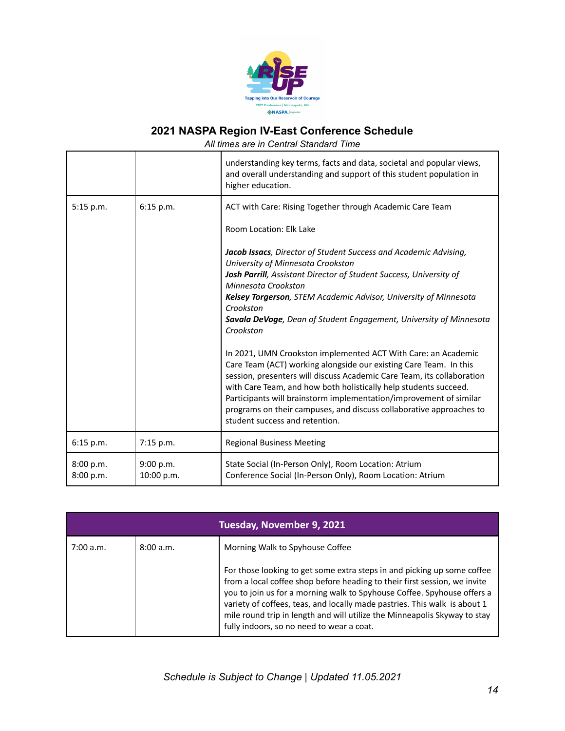## 2021 NASPA Region IV-East Conference Schedule

*All times are in Central Standard Time*

| | | |
|---|---|---|
| | | understanding key terms, facts and data, societal and popular views, and overall understanding and support of this student population in higher education. |
| 5:15 p.m. | 6:15 p.m. | ACT with Care: Rising Together through Academic Care Team<br><br>Room Location: Elk Lake<br><br>***Jacob Issacs****, Director of Student Success and Academic Advising, University of Minnesota Crookston*<br>***Josh Parrill****, Assistant Director of Student Success, University of Minnesota Crookston*<br>***Kelsey Torgerson****, STEM Academic Advisor, University of Minnesota Crookston*<br>***Savala DeVoge****, Dean of Student Engagement, University of Minnesota Crookston*<br><br>In 2021, UMN Crookston implemented ACT With Care: an Academic Care Team (ACT) working alongside our existing Care Team. In this session, presenters will discuss Academic Care Team, its collaboration with Care Team, and how both holistically help students succeed. Participants will brainstorm implementation/improvement of similar programs on their campuses, and discuss collaborative approaches to student success and retention. |
| 6:15 p.m. | 7:15 p.m. | Regional Business Meeting |
| 8:00 p.m.<br>8:00 p.m. | 9:00 p.m.<br>10:00 p.m. | State Social (In-Person Only), Room Location: Atrium<br>Conference Social (In-Person Only), Room Location: Atrium |

| Tuesday, November 9, 2021 | | |
|---|---|---|
| 7:00 a.m. | 8:00 a.m. | Morning Walk to Spyhouse Coffee<br><br>For those looking to get some extra steps in and picking up some coffee from a local coffee shop before heading to their first session, we invite you to join us for a morning walk to Spyhouse Coffee. Spyhouse offers a variety of coffees, teas, and locally made pastries. This walk is about 1 mile round trip in length and will utilize the Minneapolis Skyway to stay fully indoors, so no need to wear a coat. |

*Schedule is Subject to Change | Updated 11.05.2021*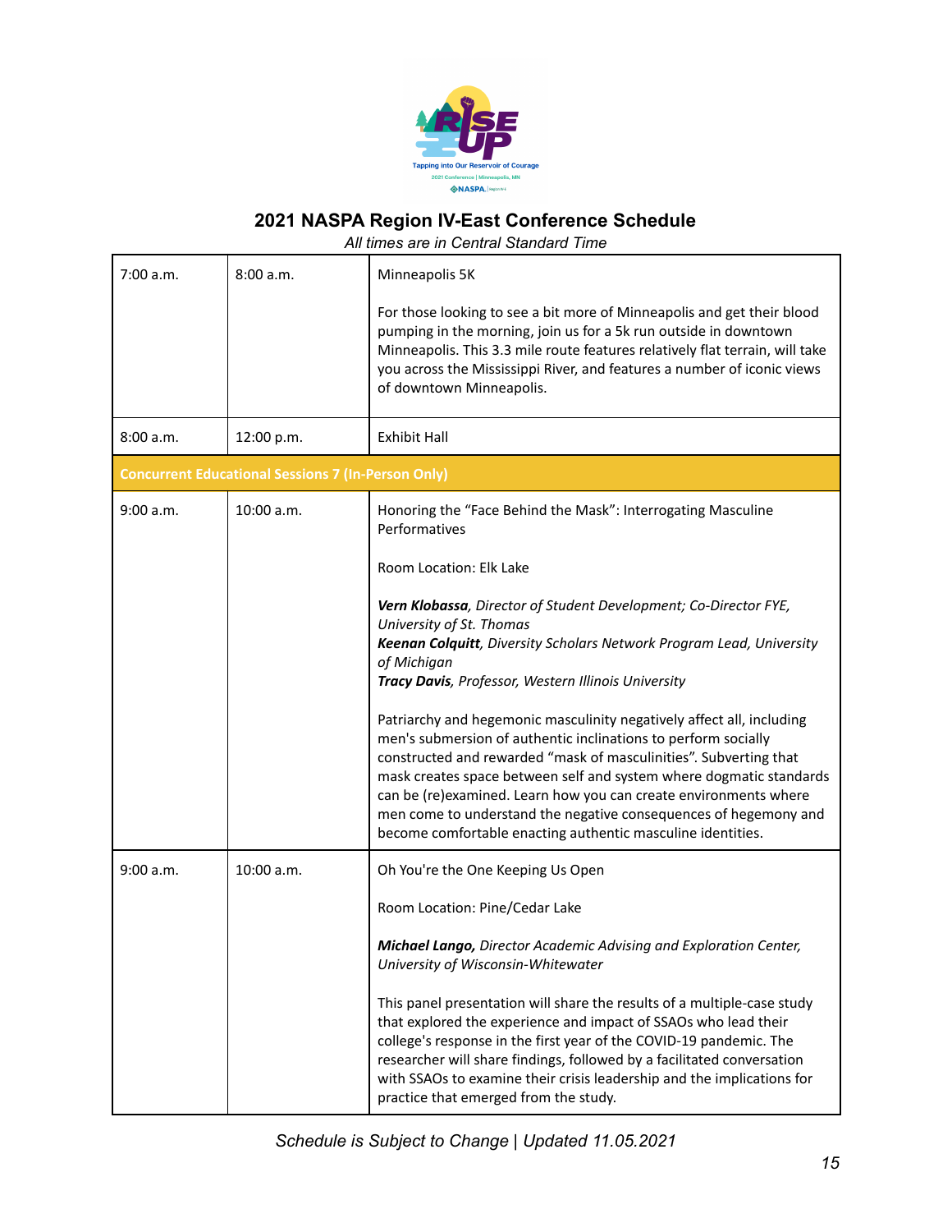## 2021 NASPA Region IV-East Conference Schedule

*All times are in Central Standard Time*

| | | |
|---|---|---|
| 7:00 a.m. | 8:00 a.m. | Minneapolis 5K<br><br>For those looking to see a bit more of Minneapolis and get their blood pumping in the morning, join us for a 5k run outside in downtown Minneapolis. This 3.3 mile route features relatively flat terrain, will take you across the Mississippi River, and features a number of iconic views of downtown Minneapolis. |
| 8:00 a.m. | 12:00 p.m. | Exhibit Hall |
| **Concurrent Educational Sessions 7 (In-Person Only)** | | |
| 9:00 a.m. | 10:00 a.m. | Honoring the "Face Behind the Mask": Interrogating Masculine Performatives<br><br>Room Location: Elk Lake<br><br>***Vern Klobassa**, Director of Student Development; Co-Director FYE, University of St. Thomas*<br>***Keenan Colquitt**, Diversity Scholars Network Program Lead, University of Michigan*<br>***Tracy Davis**, Professor, Western Illinois University*<br><br>Patriarchy and hegemonic masculinity negatively affect all, including men's submersion of authentic inclinations to perform socially constructed and rewarded "mask of masculinities". Subverting that mask creates space between self and system where dogmatic standards can be (re)examined. Learn how you can create environments where men come to understand the negative consequences of hegemony and become comfortable enacting authentic masculine identities. |
| 9:00 a.m. | 10:00 a.m. | Oh You're the One Keeping Us Open<br><br>Room Location: Pine/Cedar Lake<br><br>***Michael Lango,** Director Academic Advising and Exploration Center, University of Wisconsin-Whitewater*<br><br>This panel presentation will share the results of a multiple-case study that explored the experience and impact of SSAOs who lead their college's response in the first year of the COVID-19 pandemic. The researcher will share findings, followed by a facilitated conversation with SSAOs to examine their crisis leadership and the implications for practice that emerged from the study. |

*Schedule is Subject to Change | Updated 11.05.2021*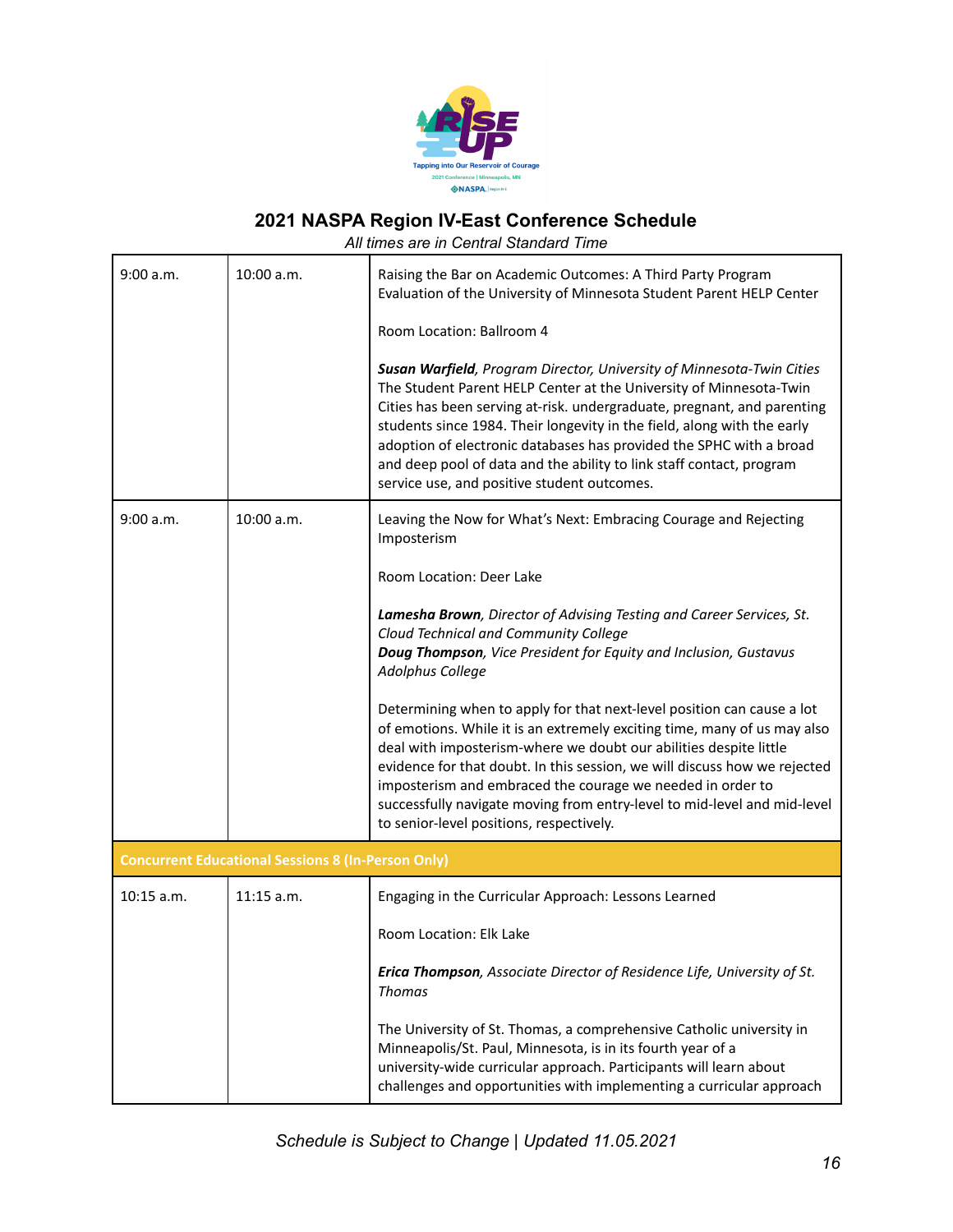## 2021 NASPA Region IV-East Conference Schedule

*All times are in Central Standard Time*

| | | |
|---|---|---|
| 9:00 a.m. | 10:00 a.m. | Raising the Bar on Academic Outcomes: A Third Party Program Evaluation of the University of Minnesota Student Parent HELP Center<br><br>Room Location: Ballroom 4<br><br>***Susan Warfield**, Program Director, University of Minnesota-Twin Cities*<br>The Student Parent HELP Center at the University of Minnesota-Twin Cities has been serving at-risk. undergraduate, pregnant, and parenting students since 1984. Their longevity in the field, along with the early adoption of electronic databases has provided the SPHC with a broad and deep pool of data and the ability to link staff contact, program service use, and positive student outcomes. |
| 9:00 a.m. | 10:00 a.m. | Leaving the Now for What's Next: Embracing Courage and Rejecting Imposterism<br><br>Room Location: Deer Lake<br><br>***Lamesha Brown**, Director of Advising Testing and Career Services, St. Cloud Technical and Community College*<br>***Doug Thompson**, Vice President for Equity and Inclusion, Gustavus Adolphus College*<br><br>Determining when to apply for that next-level position can cause a lot of emotions. While it is an extremely exciting time, many of us may also deal with imposterism-where we doubt our abilities despite little evidence for that doubt. In this session, we will discuss how we rejected imposterism and embraced the courage we needed in order to successfully navigate moving from entry-level to mid-level and mid-level to senior-level positions, respectively. |
| **Concurrent Educational Sessions 8 (In-Person Only)** | | |
| 10:15 a.m. | 11:15 a.m. | Engaging in the Curricular Approach: Lessons Learned<br><br>Room Location: Elk Lake<br><br>***Erica Thompson**, Associate Director of Residence Life, University of St. Thomas*<br><br>The University of St. Thomas, a comprehensive Catholic university in Minneapolis/St. Paul, Minnesota, is in its fourth year of a university-wide curricular approach. Participants will learn about challenges and opportunities with implementing a curricular approach |

*Schedule is Subject to Change | Updated 11.05.2021*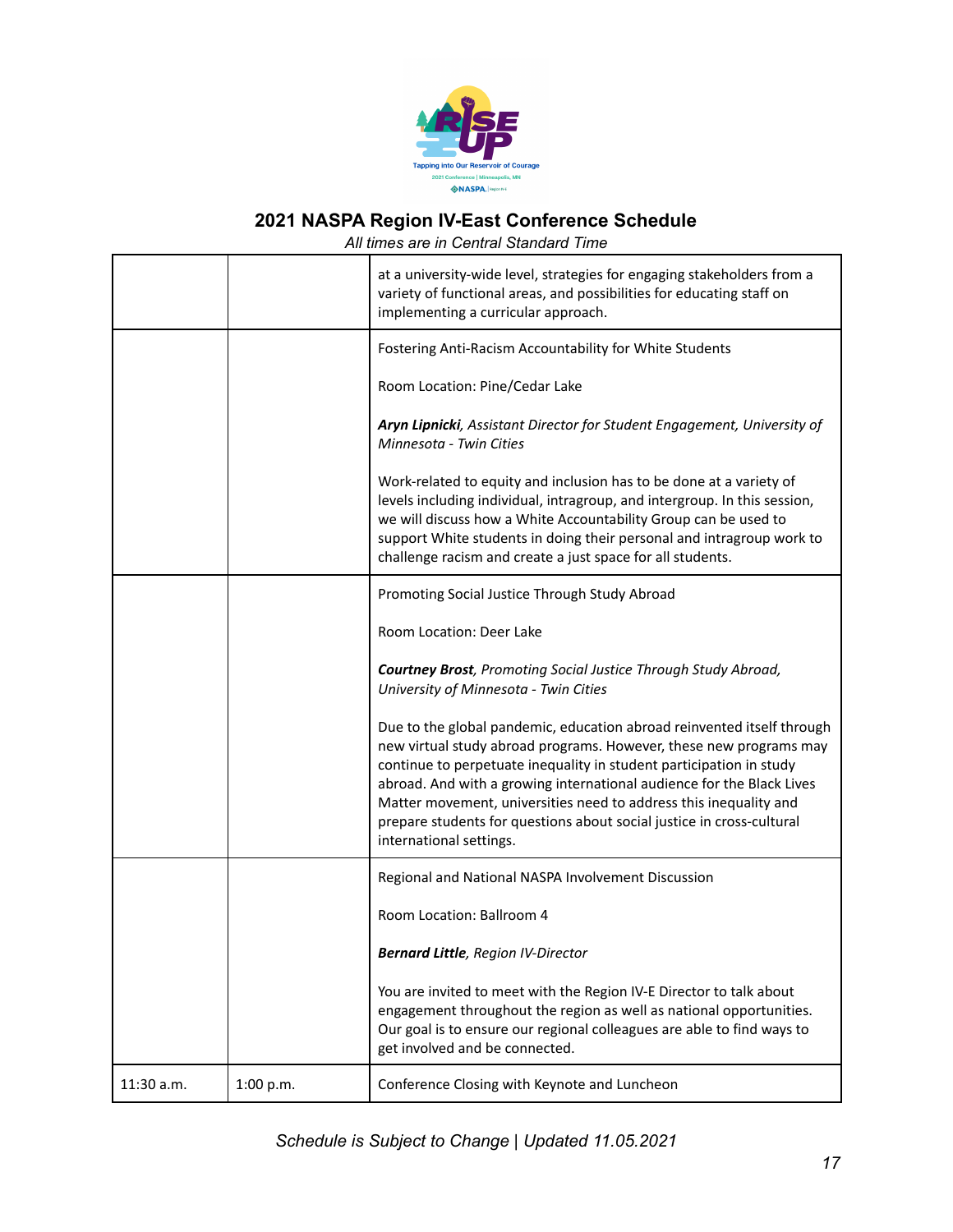## 2021 NASPA Region IV-East Conference Schedule

*All times are in Central Standard Time*

| | | |
|---|---|---|
| | | at a university-wide level, strategies for engaging stakeholders from a variety of functional areas, and possibilities for educating staff on implementing a curricular approach. |
| | | Fostering Anti-Racism Accountability for White Students<br><br>Room Location: Pine/Cedar Lake<br><br>***Aryn Lipnicki**, Assistant Director for Student Engagement, University of Minnesota - Twin Cities*<br><br>Work-related to equity and inclusion has to be done at a variety of levels including individual, intragroup, and intergroup. In this session, we will discuss how a White Accountability Group can be used to support White students in doing their personal and intragroup work to challenge racism and create a just space for all students. |
| | | Promoting Social Justice Through Study Abroad<br><br>Room Location: Deer Lake<br><br>***Courtney Brost**, Promoting Social Justice Through Study Abroad, University of Minnesota - Twin Cities*<br><br>Due to the global pandemic, education abroad reinvented itself through new virtual study abroad programs. However, these new programs may continue to perpetuate inequality in student participation in study abroad. And with a growing international audience for the Black Lives Matter movement, universities need to address this inequality and prepare students for questions about social justice in cross-cultural international settings. |
| | | Regional and National NASPA Involvement Discussion<br><br>Room Location: Ballroom 4<br><br>***Bernard Little**, Region IV-Director*<br><br>You are invited to meet with the Region IV-E Director to talk about engagement throughout the region as well as national opportunities. Our goal is to ensure our regional colleagues are able to find ways to get involved and be connected. |
| 11:30 a.m. | 1:00 p.m. | Conference Closing with Keynote and Luncheon |

*Schedule is Subject to Change | Updated 11.05.2021*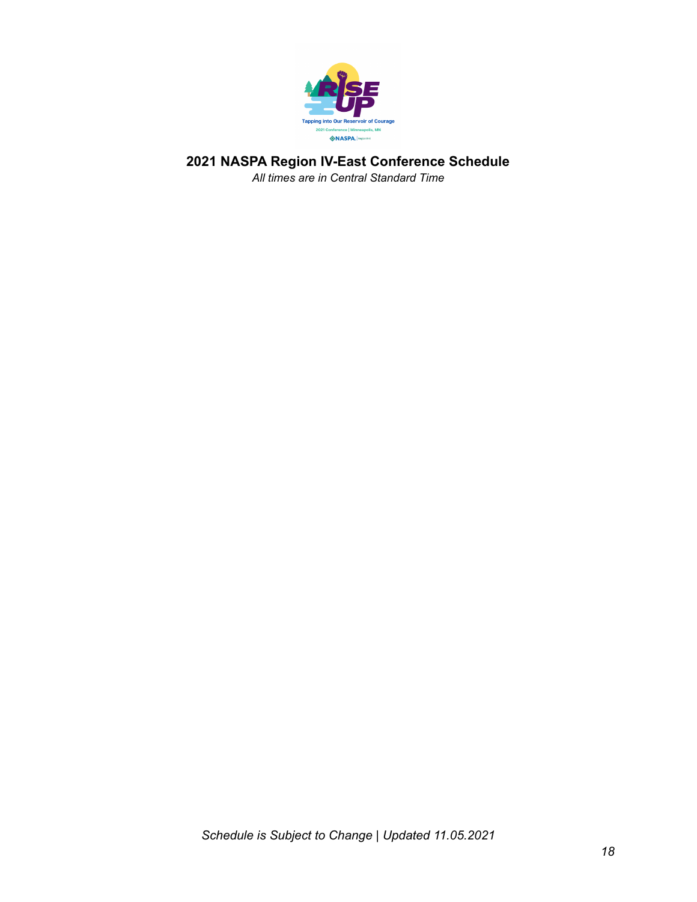## 2021 NASPA Region IV-East Conference Schedule

*All times are in Central Standard Time*

*Schedule is Subject to Change | Updated 11.05.2021*